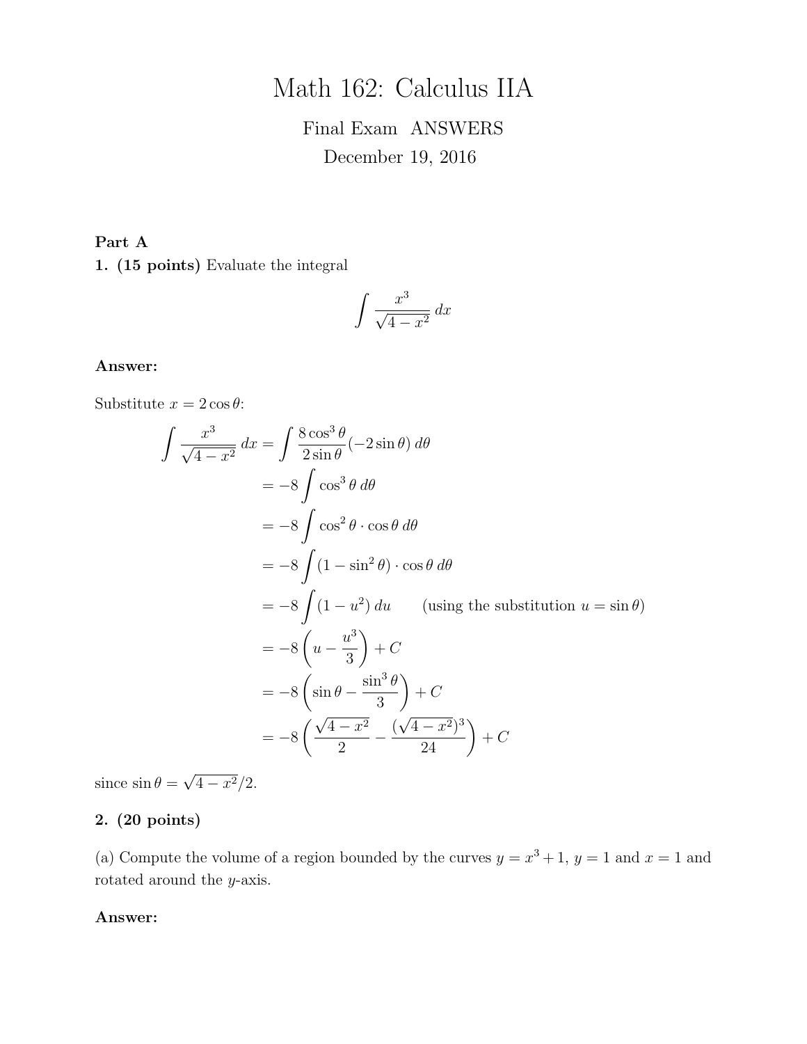# Math 162: Calculus IIA

Final Exam ANSWERS

December 19, 2016

**Part A**

**1. (15 points)** Evaluate the integral

$$\int \frac{x^3}{\sqrt{4-x^2}}\,dx$$

**Answer:**

Substitute $x = 2\cos\theta$:

$$\begin{aligned}
\int \frac{x^3}{\sqrt{4-x^2}}\,dx &= \int \frac{8\cos^3\theta}{2\sin\theta}(-2\sin\theta)\,d\theta \\
&= -8\int \cos^3\theta\,d\theta \\
&= -8\int \cos^2\theta \cdot \cos\theta\,d\theta \\
&= -8\int (1-\sin^2\theta)\cdot\cos\theta\,d\theta \\
&= -8\int (1-u^2)\,du \qquad \text{(using the substitution } u = \sin\theta\text{)} \\
&= -8\left(u - \frac{u^3}{3}\right) + C \\
&= -8\left(\sin\theta - \frac{\sin^3\theta}{3}\right) + C \\
&= -8\left(\frac{\sqrt{4-x^2}}{2} - \frac{(\sqrt{4-x^2})^3}{24}\right) + C
\end{aligned}$$

since $\sin\theta = \sqrt{4-x^2}/2$.

**2. (20 points)**

(a) Compute the volume of a region bounded by the curves $y = x^3 + 1$, $y = 1$ and $x = 1$ and rotated around the $y$-axis.

**Answer:**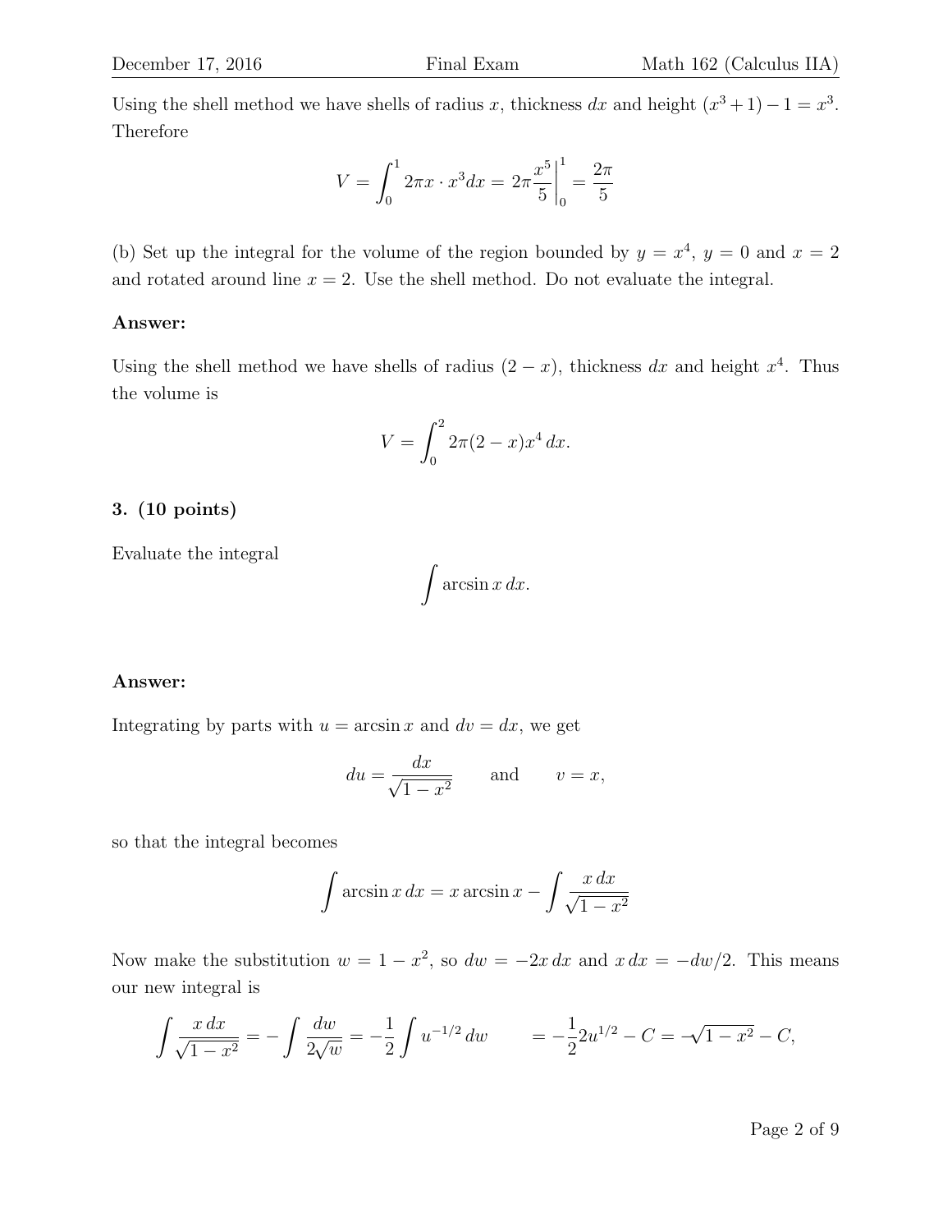Using the shell method we have shells of radius $x$, thickness $dx$ and height $(x^3+1)-1 = x^3$. Therefore

$$V = \int_0^1 2\pi x \cdot x^3 dx = 2\pi \frac{x^5}{5}\bigg|_0^1 = \frac{2\pi}{5}$$

(b) Set up the integral for the volume of the region bounded by $y = x^4$, $y = 0$ and $x = 2$ and rotated around line $x = 2$. Use the shell method. Do not evaluate the integral.

**Answer:**

Using the shell method we have shells of radius $(2-x)$, thickness $dx$ and height $x^4$. Thus the volume is

$$V = \int_0^2 2\pi(2-x)x^4\, dx.$$

**3. (10 points)**

Evaluate the integral

$$\int \arcsin x\, dx.$$

**Answer:**

Integrating by parts with $u = \arcsin x$ and $dv = dx$, we get

$$du = \frac{dx}{\sqrt{1-x^2}} \qquad \text{and} \qquad v = x,$$

so that the integral becomes

$$\int \arcsin x\, dx = x \arcsin x - \int \frac{x\, dx}{\sqrt{1-x^2}}$$

Now make the substitution $w = 1 - x^2$, so $dw = -2x\, dx$ and $x\, dx = -dw/2$. This means our new integral is

$$\int \frac{x\, dx}{\sqrt{1-x^2}} = -\int \frac{dw}{2\sqrt{w}} = -\frac{1}{2}\int u^{-1/2}\, du \qquad = -\frac{1}{2}2u^{1/2} - C = -\sqrt{1-x^2} - C,$$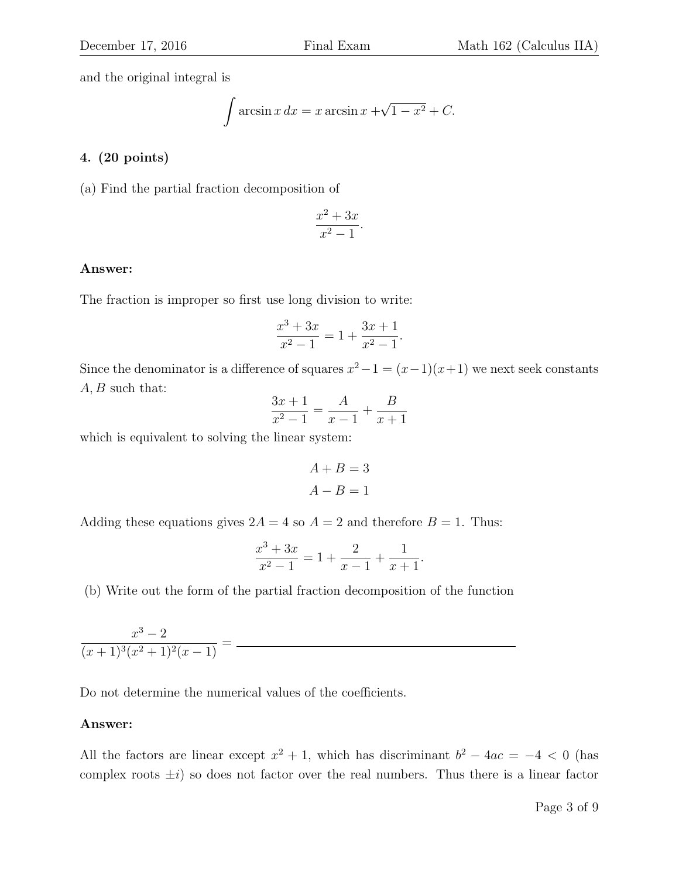and the original integral is

$$\int \arcsin x\,dx = x \arcsin x + \sqrt{1-x^2} + C.$$

**4. (20 points)**

(a) Find the partial fraction decomposition of

$$\frac{x^2+3x}{x^2-1}.$$

**Answer:**

The fraction is improper so first use long division to write:

$$\frac{x^3+3x}{x^2-1} = 1 + \frac{3x+1}{x^2-1}.$$

Since the denominator is a difference of squares $x^2 - 1 = (x-1)(x+1)$ we next seek constants $A, B$ such that:

$$\frac{3x+1}{x^2-1} = \frac{A}{x-1} + \frac{B}{x+1}$$

which is equivalent to solving the linear system:

$$A + B = 3$$
$$A - B = 1$$

Adding these equations gives $2A = 4$ so $A = 2$ and therefore $B = 1$. Thus:

$$\frac{x^3+3x}{x^2-1} = 1 + \frac{2}{x-1} + \frac{1}{x+1}.$$

(b) Write out the form of the partial fraction decomposition of the function

$$\frac{x^3-2}{(x+1)^3(x^2+1)^2(x-1)} = \underline{\hspace{8cm}}$$

Do not determine the numerical values of the coefficients.

**Answer:**

All the factors are linear except $x^2 + 1$, which has discriminant $b^2 - 4ac = -4 < 0$ (has complex roots $\pm i$) so does not factor over the real numbers. Thus there is a linear factor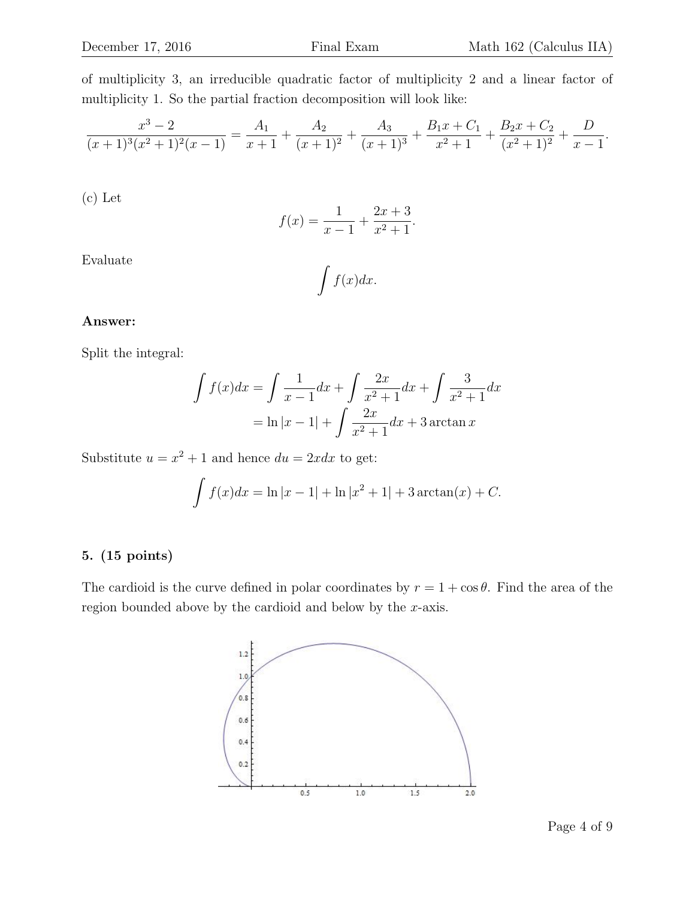of multiplicity 3, an irreducible quadratic factor of multiplicity 2 and a linear factor of multiplicity 1. So the partial fraction decomposition will look like:

$$\frac{x^3-2}{(x+1)^3(x^2+1)^2(x-1)} = \frac{A_1}{x+1} + \frac{A_2}{(x+1)^2} + \frac{A_3}{(x+1)^3} + \frac{B_1x+C_1}{x^2+1} + \frac{B_2x+C_2}{(x^2+1)^2} + \frac{D}{x-1}.$$

(c) Let

$$f(x) = \frac{1}{x-1} + \frac{2x+3}{x^2+1}.$$

Evaluate

$$\int f(x)dx.$$

**Answer:**

Split the integral:

$$\begin{aligned}\int f(x)dx &= \int \frac{1}{x-1}dx + \int \frac{2x}{x^2+1}dx + \int \frac{3}{x^2+1}dx \\ &= \ln|x-1| + \int \frac{2x}{x^2+1}dx + 3\arctan x\end{aligned}$$

Substitute $u = x^2+1$ and hence $du = 2xdx$ to get:

$$\int f(x)dx = \ln|x-1| + \ln|x^2+1| + 3\arctan(x) + C.$$

**5. (15 points)**

The cardioid is the curve defined in polar coordinates by $r = 1 + \cos\theta$. Find the area of the region bounded above by the cardioid and below by the $x$-axis.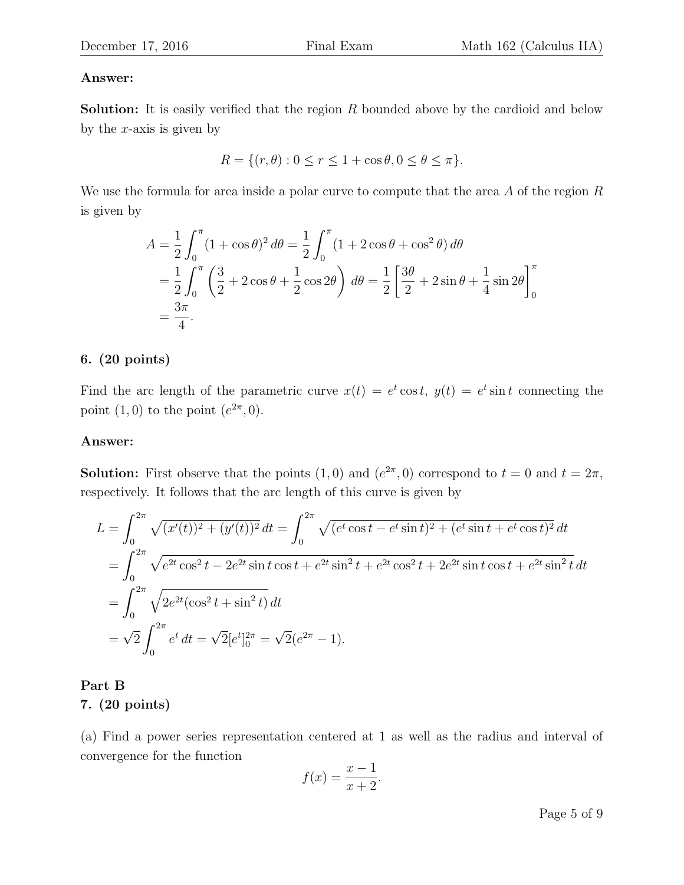**Answer:**

**Solution:** It is easily verified that the region $R$ bounded above by the cardioid and below by the $x$-axis is given by

$$R = \{(r, \theta) : 0 \leq r \leq 1 + \cos\theta, 0 \leq \theta \leq \pi\}.$$

We use the formula for area inside a polar curve to compute that the area $A$ of the region $R$ is given by

$$\begin{aligned}
A &= \frac{1}{2}\int_0^\pi (1+\cos\theta)^2\, d\theta = \frac{1}{2}\int_0^\pi (1 + 2\cos\theta + \cos^2\theta)\, d\theta \\
&= \frac{1}{2}\int_0^\pi \left(\frac{3}{2} + 2\cos\theta + \frac{1}{2}\cos 2\theta\right)\, d\theta = \frac{1}{2}\left[\frac{3\theta}{2} + 2\sin\theta + \frac{1}{4}\sin 2\theta\right]_0^\pi \\
&= \frac{3\pi}{4}.
\end{aligned}$$

**6. (20 points)**

Find the arc length of the parametric curve $x(t) = e^t \cos t$, $y(t) = e^t \sin t$ connecting the point $(1, 0)$ to the point $(e^{2\pi}, 0)$.

**Answer:**

**Solution:** First observe that the points $(1, 0)$ and $(e^{2\pi}, 0)$ correspond to $t = 0$ and $t = 2\pi$, respectively. It follows that the arc length of this curve is given by

$$\begin{aligned}
L &= \int_0^{2\pi} \sqrt{(x'(t))^2 + (y'(t))^2}\, dt = \int_0^{2\pi} \sqrt{(e^t\cos t - e^t \sin t)^2 + (e^t \sin t + e^t\cos t)^2}\, dt \\
&= \int_0^{2\pi} \sqrt{e^{2t}\cos^2 t - 2e^{2t}\sin t\cos t + e^{2t}\sin^2 t + e^{2t}\cos^2 t + 2e^{2t}\sin t\cos t + e^{2t}\sin^2 t}\, dt \\
&= \int_0^{2\pi} \sqrt{2e^{2t}(\cos^2 t + \sin^2 t)}\, dt \\
&= \sqrt{2}\int_0^{2\pi} e^t\, dt = \sqrt{2}[e^t]_0^{2\pi} = \sqrt{2}(e^{2\pi} - 1).
\end{aligned}$$

**Part B**

**7. (20 points)**

(a) Find a power series representation centered at 1 as well as the radius and interval of convergence for the function

$$f(x) = \frac{x-1}{x+2}.$$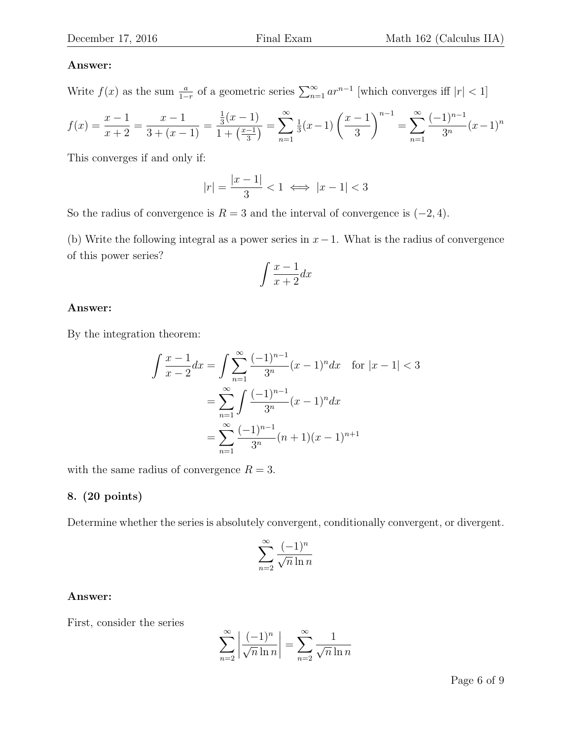**Answer:**

Write $f(x)$ as the sum $\frac{a}{1-r}$ of a geometric series $\sum_{n=1}^{\infty} ar^{n-1}$ [which converges iff $|r| < 1$]

$$f(x) = \frac{x-1}{x+2} = \frac{x-1}{3+(x-1)} = \frac{\frac{1}{3}(x-1)}{1+\left(\frac{x-1}{3}\right)} = \sum_{n=1}^{\infty} \tfrac{1}{3}(x-1)\left(\frac{x-1}{3}\right)^{n-1} = \sum_{n=1}^{\infty} \frac{(-1)^{n-1}}{3^n}(x-1)^n$$

This converges if and only if:

$$|r| = \frac{|x-1|}{3} < 1 \iff |x-1| < 3$$

So the radius of convergence is $R = 3$ and the interval of convergence is $(-2, 4)$.

(b) Write the following integral as a power series in $x-1$. What is the radius of convergence of this power series?

$$\int \frac{x-1}{x+2} dx$$

**Answer:**

By the integration theorem:

$$\begin{aligned}
\int \frac{x-1}{x-2} dx &= \int \sum_{n=1}^{\infty} \frac{(-1)^{n-1}}{3^n}(x-1)^n dx \quad \text{for } |x-1| < 3 \\
&= \sum_{n=1}^{\infty} \int \frac{(-1)^{n-1}}{3^n}(x-1)^n dx \\
&= \sum_{n=1}^{\infty} \frac{(-1)^{n-1}}{3^n}(n+1)(x-1)^{n+1}
\end{aligned}$$

with the same radius of convergence $R = 3$.

### 8. (20 points)

Determine whether the series is absolutely convergent, conditionally convergent, or divergent.

$$\sum_{n=2}^{\infty} \frac{(-1)^n}{\sqrt{n}\ln n}$$

**Answer:**

First, consider the series

$$\sum_{n=2}^{\infty} \left| \frac{(-1)^n}{\sqrt{n}\ln n} \right| = \sum_{n=2}^{\infty} \frac{1}{\sqrt{n}\ln n}$$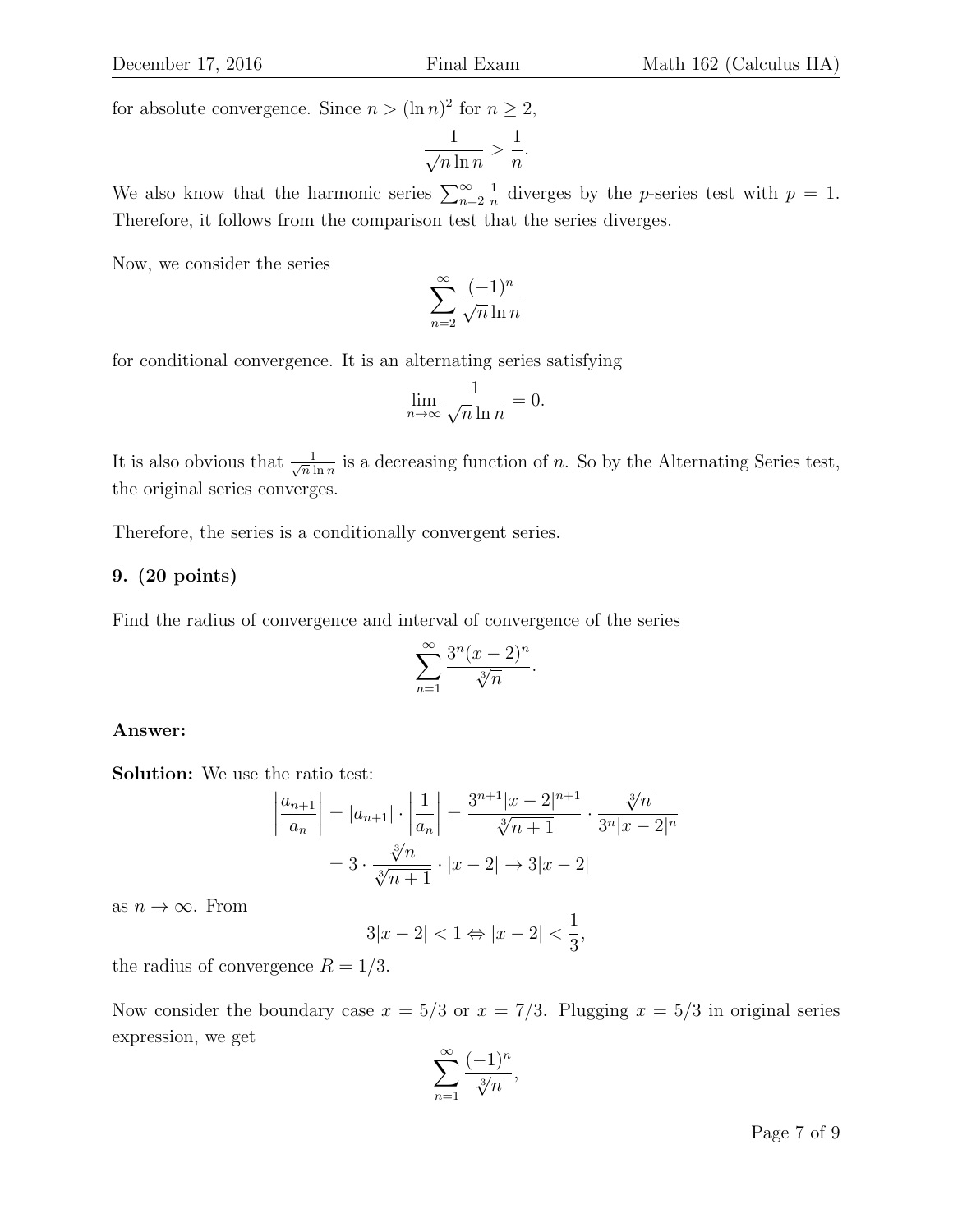for absolute convergence. Since $n > (\ln n)^2$ for $n \geq 2$,

$$\frac{1}{\sqrt{n}\ln n} > \frac{1}{n}.$$

We also know that the harmonic series $\sum_{n=2}^{\infty} \frac{1}{n}$ diverges by the $p$-series test with $p = 1$. Therefore, it follows from the comparison test that the series diverges.

Now, we consider the series

$$\sum_{n=2}^{\infty} \frac{(-1)^n}{\sqrt{n}\ln n}$$

for conditional convergence. It is an alternating series satisfying

$$\lim_{n\to\infty} \frac{1}{\sqrt{n}\ln n} = 0.$$

It is also obvious that $\frac{1}{\sqrt{n}\ln n}$ is a decreasing function of $n$. So by the Alternating Series test, the original series converges.

Therefore, the series is a conditionally convergent series.

**9. (20 points)**

Find the radius of convergence and interval of convergence of the series

$$\sum_{n=1}^{\infty} \frac{3^n(x-2)^n}{\sqrt[3]{n}}.$$

**Answer:**

**Solution:** We use the ratio test:

$$\begin{aligned}
\left|\frac{a_{n+1}}{a_n}\right| &= |a_{n+1}| \cdot \left|\frac{1}{a_n}\right| = \frac{3^{n+1}|x-2|^{n+1}}{\sqrt[3]{n+1}} \cdot \frac{\sqrt[3]{n}}{3^n|x-2|^n} \\
&= 3 \cdot \frac{\sqrt[3]{n}}{\sqrt[3]{n+1}} \cdot |x-2| \to 3|x-2|
\end{aligned}$$

as $n \to \infty$. From

$$3|x-2| < 1 \Leftrightarrow |x-2| < \frac{1}{3},$$

the radius of convergence $R = 1/3$.

Now consider the boundary case $x = 5/3$ or $x = 7/3$. Plugging $x = 5/3$ in original series expression, we get

$$\sum_{n=1}^{\infty} \frac{(-1)^n}{\sqrt[3]{n}},$$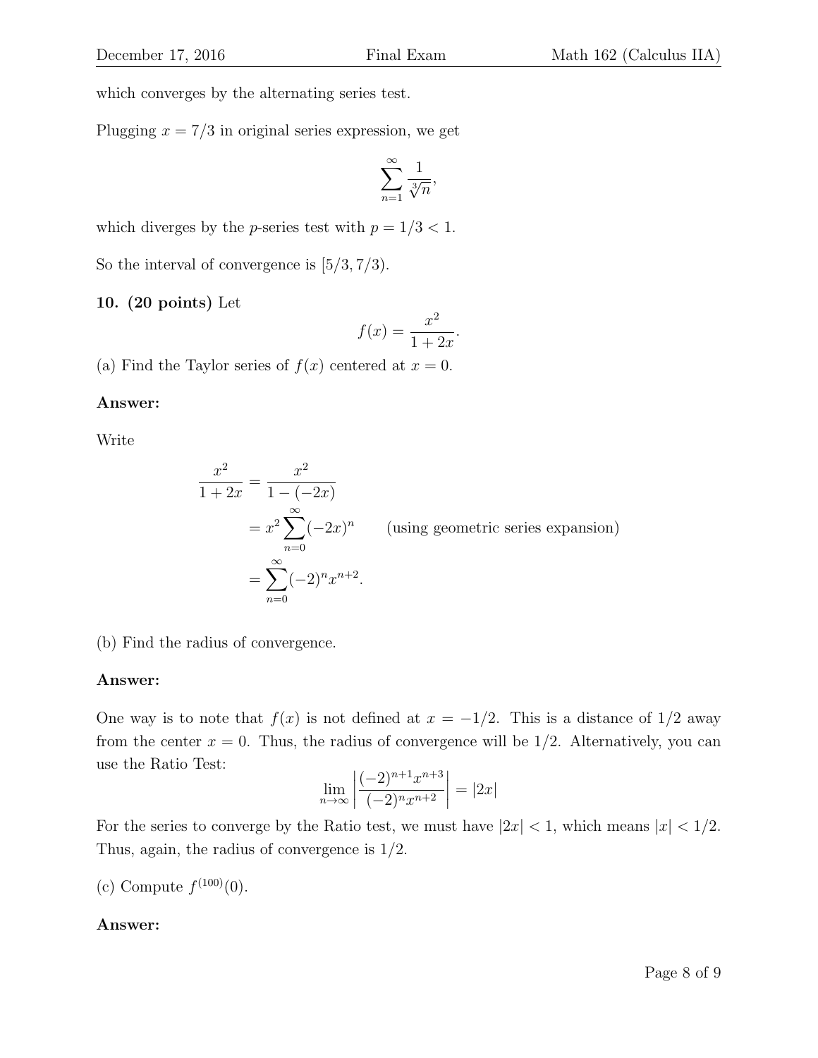which converges by the alternating series test.

Plugging $x = 7/3$ in original series expression, we get

$$\sum_{n=1}^{\infty} \frac{1}{\sqrt[3]{n}},$$

which diverges by the $p$-series test with $p = 1/3 < 1$.

So the interval of convergence is $[5/3, 7/3)$.

**10. (20 points)** Let

$$f(x) = \frac{x^2}{1+2x}.$$

(a) Find the Taylor series of $f(x)$ centered at $x = 0$.

**Answer:**

Write

$$\begin{aligned}
\frac{x^2}{1+2x} &= \frac{x^2}{1-(-2x)} \\
&= x^2 \sum_{n=0}^{\infty} (-2x)^n \qquad \text{(using geometric series expansion)} \\
&= \sum_{n=0}^{\infty} (-2)^n x^{n+2}.
\end{aligned}$$

(b) Find the radius of convergence.

**Answer:**

One way is to note that $f(x)$ is not defined at $x = -1/2$. This is a distance of $1/2$ away from the center $x = 0$. Thus, the radius of convergence will be $1/2$. Alternatively, you can use the Ratio Test:

$$\lim_{n\to\infty} \left| \frac{(-2)^{n+1} x^{n+3}}{(-2)^n x^{n+2}} \right| = |2x|$$

For the series to converge by the Ratio test, we must have $|2x| < 1$, which means $|x| < 1/2$. Thus, again, the radius of convergence is $1/2$.

(c) Compute $f^{(100)}(0)$.

**Answer:**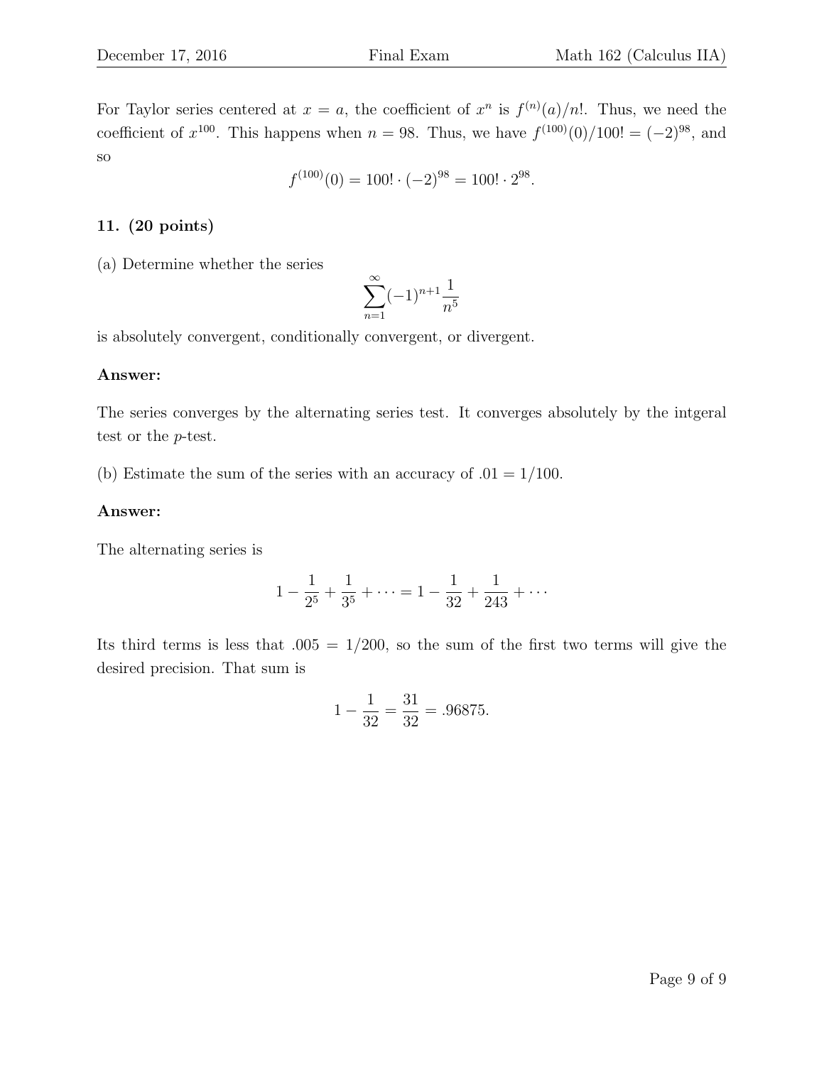For Taylor series centered at $x = a$, the coefficient of $x^n$ is $f^{(n)}(a)/n!$. Thus, we need the coefficient of $x^{100}$. This happens when $n = 98$. Thus, we have $f^{(100)}(0)/100! = (-2)^{98}$, and so

$$f^{(100)}(0) = 100! \cdot (-2)^{98} = 100! \cdot 2^{98}.$$

**11. (20 points)**

(a) Determine whether the series

$$\sum_{n=1}^{\infty} (-1)^{n+1} \frac{1}{n^5}$$

is absolutely convergent, conditionally convergent, or divergent.

**Answer:**

The series converges by the alternating series test. It converges absolutely by the intgeral test or the $p$-test.

(b) Estimate the sum of the series with an accuracy of $.01 = 1/100$.

**Answer:**

The alternating series is

$$1 - \frac{1}{2^5} + \frac{1}{3^5} + \cdots = 1 - \frac{1}{32} + \frac{1}{243} + \cdots$$

Its third terms is less that $.005 = 1/200$, so the sum of the first two terms will give the desired precision. That sum is

$$1 - \frac{1}{32} = \frac{31}{32} = .96875.$$